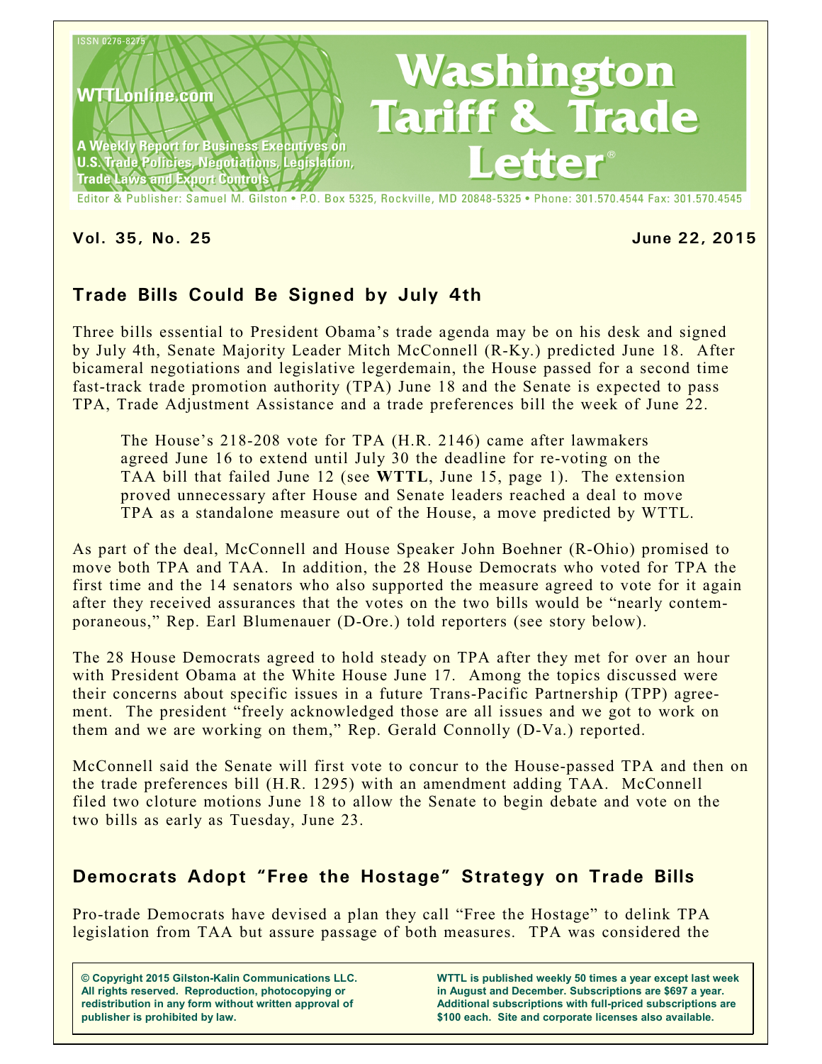ISSN 0276-8275

WTTLonline.com

A Weekly Report for Business Executives on U.S. Trade Policies, Negotiations, Legislation, Trade Laws and Export Controls

# Washington Tariff & Trade Letter®

Editor & Publisher: Samuel M. Gilston • P.O. Box 5325, Rockville, MD 20848-5325 • Phone: 301.570.4544 Fax: 301.570.4545

**Vol. 35, No. 25** **June 22, 2015**

## Trade Bills Could Be Signed by July 4th

Three bills essential to President Obama's trade agenda may be on his desk and signed by July 4th, Senate Majority Leader Mitch McConnell (R-Ky.) predicted June 18. After bicameral negotiations and legislative legerdemain, the House passed for a second time fast-track trade promotion authority (TPA) June 18 and the Senate is expected to pass TPA, Trade Adjustment Assistance and a trade preferences bill the week of June 22.

> The House's 218-208 vote for TPA (H.R. 2146) came after lawmakers agreed June 16 to extend until July 30 the deadline for re-voting on the TAA bill that failed June 12 (see **WTTL**, June 15, page 1). The extension proved unnecessary after House and Senate leaders reached a deal to move TPA as a standalone measure out of the House, a move predicted by WTTL.

As part of the deal, McConnell and House Speaker John Boehner (R-Ohio) promised to move both TPA and TAA. In addition, the 28 House Democrats who voted for TPA the first time and the 14 senators who also supported the measure agreed to vote for it again after they received assurances that the votes on the two bills would be "nearly contemporaneous," Rep. Earl Blumenauer (D-Ore.) told reporters (see story below).

The 28 House Democrats agreed to hold steady on TPA after they met for over an hour with President Obama at the White House June 17. Among the topics discussed were their concerns about specific issues in a future Trans-Pacific Partnership (TPP) agreement. The president "freely acknowledged those are all issues and we got to work on them and we are working on them," Rep. Gerald Connolly (D-Va.) reported.

McConnell said the Senate will first vote to concur to the House-passed TPA and then on the trade preferences bill (H.R. 1295) with an amendment adding TAA. McConnell filed two cloture motions June 18 to allow the Senate to begin debate and vote on the two bills as early as Tuesday, June 23.

## Democrats Adopt "Free the Hostage" Strategy on Trade Bills

Pro-trade Democrats have devised a plan they call "Free the Hostage" to delink TPA legislation from TAA but assure passage of both measures. TPA was considered the

**© Copyright 2015 Gilston-Kalin Communications LLC. All rights reserved. Reproduction, photocopying or redistribution in any form without written approval of publisher is prohibited by law.**

**WTTL is published weekly 50 times a year except last week in August and December. Subscriptions are $697 a year. Additional subscriptions with full-priced subscriptions are $100 each. Site and corporate licenses also available.**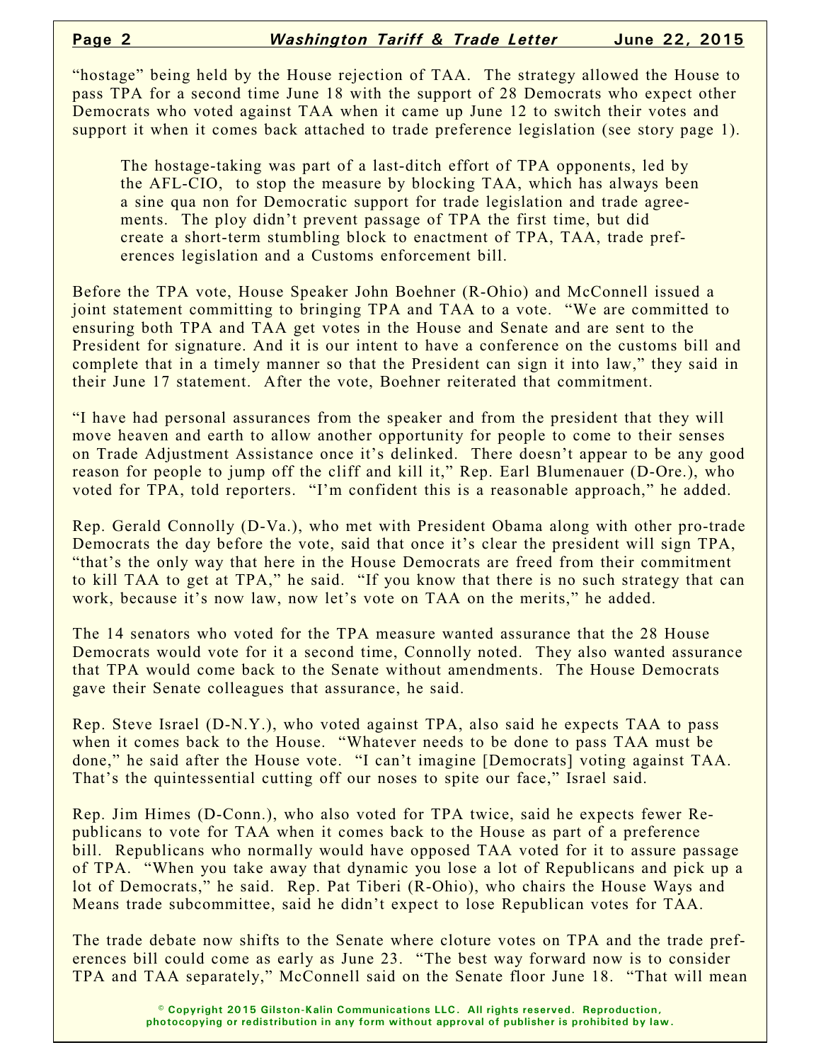"hostage" being held by the House rejection of TAA. The strategy allowed the House to pass TPA for a second time June 18 with the support of 28 Democrats who expect other Democrats who voted against TAA when it came up June 12 to switch their votes and support it when it comes back attached to trade preference legislation (see story page 1).

> The hostage-taking was part of a last-ditch effort of TPA opponents, led by the AFL-CIO, to stop the measure by blocking TAA, which has always been a sine qua non for Democratic support for trade legislation and trade agreements. The ploy didn't prevent passage of TPA the first time, but did create a short-term stumbling block to enactment of TPA, TAA, trade preferences legislation and a Customs enforcement bill.

Before the TPA vote, House Speaker John Boehner (R-Ohio) and McConnell issued a joint statement committing to bringing TPA and TAA to a vote. "We are committed to ensuring both TPA and TAA get votes in the House and Senate and are sent to the President for signature. And it is our intent to have a conference on the customs bill and complete that in a timely manner so that the President can sign it into law," they said in their June 17 statement. After the vote, Boehner reiterated that commitment.

"I have had personal assurances from the speaker and from the president that they will move heaven and earth to allow another opportunity for people to come to their senses on Trade Adjustment Assistance once it's delinked. There doesn't appear to be any good reason for people to jump off the cliff and kill it," Rep. Earl Blumenauer (D-Ore.), who voted for TPA, told reporters. "I'm confident this is a reasonable approach," he added.

Rep. Gerald Connolly (D-Va.), who met with President Obama along with other pro-trade Democrats the day before the vote, said that once it's clear the president will sign TPA, "that's the only way that here in the House Democrats are freed from their commitment to kill TAA to get at TPA," he said. "If you know that there is no such strategy that can work, because it's now law, now let's vote on TAA on the merits," he added.

The 14 senators who voted for the TPA measure wanted assurance that the 28 House Democrats would vote for it a second time, Connolly noted. They also wanted assurance that TPA would come back to the Senate without amendments. The House Democrats gave their Senate colleagues that assurance, he said.

Rep. Steve Israel (D-N.Y.), who voted against TPA, also said he expects TAA to pass when it comes back to the House. "Whatever needs to be done to pass TAA must be done," he said after the House vote. "I can't imagine [Democrats] voting against TAA. That's the quintessential cutting off our noses to spite our face," Israel said.

Rep. Jim Himes (D-Conn.), who also voted for TPA twice, said he expects fewer Republicans to vote for TAA when it comes back to the House as part of a preference bill. Republicans who normally would have opposed TAA voted for it to assure passage of TPA. "When you take away that dynamic you lose a lot of Republicans and pick up a lot of Democrats," he said. Rep. Pat Tiberi (R-Ohio), who chairs the House Ways and Means trade subcommittee, said he didn't expect to lose Republican votes for TAA.

The trade debate now shifts to the Senate where cloture votes on TPA and the trade preferences bill could come as early as June 23. "The best way forward now is to consider TPA and TAA separately," McConnell said on the Senate floor June 18. "That will mean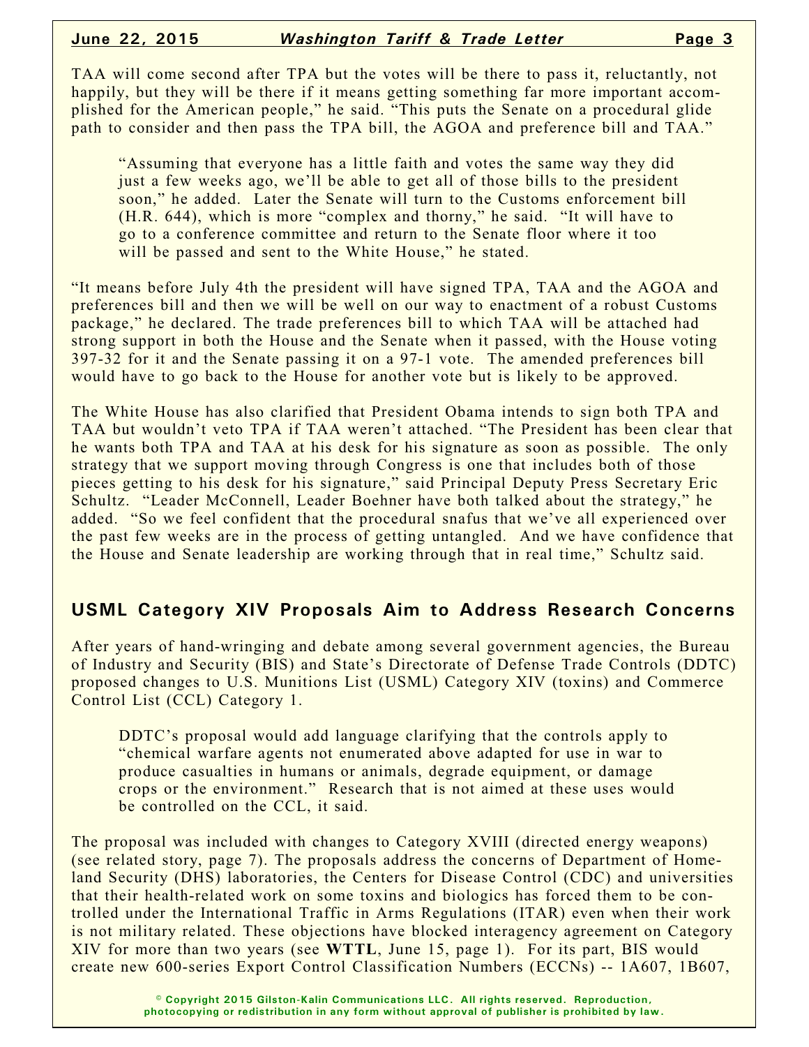TAA will come second after TPA but the votes will be there to pass it, reluctantly, not happily, but they will be there if it means getting something far more important accomplished for the American people," he said. "This puts the Senate on a procedural glide path to consider and then pass the TPA bill, the AGOA and preference bill and TAA."

> "Assuming that everyone has a little faith and votes the same way they did just a few weeks ago, we'll be able to get all of those bills to the president soon," he added. Later the Senate will turn to the Customs enforcement bill (H.R. 644), which is more "complex and thorny," he said. "It will have to go to a conference committee and return to the Senate floor where it too will be passed and sent to the White House," he stated.

"It means before July 4th the president will have signed TPA, TAA and the AGOA and preferences bill and then we will be well on our way to enactment of a robust Customs package," he declared. The trade preferences bill to which TAA will be attached had strong support in both the House and the Senate when it passed, with the House voting 397-32 for it and the Senate passing it on a 97-1 vote. The amended preferences bill would have to go back to the House for another vote but is likely to be approved.

The White House has also clarified that President Obama intends to sign both TPA and TAA but wouldn't veto TPA if TAA weren't attached. "The President has been clear that he wants both TPA and TAA at his desk for his signature as soon as possible. The only strategy that we support moving through Congress is one that includes both of those pieces getting to his desk for his signature," said Principal Deputy Press Secretary Eric Schultz. "Leader McConnell, Leader Boehner have both talked about the strategy," he added. "So we feel confident that the procedural snafus that we've all experienced over the past few weeks are in the process of getting untangled. And we have confidence that the House and Senate leadership are working through that in real time," Schultz said.

## USML Category XIV Proposals Aim to Address Research Concerns

After years of hand-wringing and debate among several government agencies, the Bureau of Industry and Security (BIS) and State's Directorate of Defense Trade Controls (DDTC) proposed changes to U.S. Munitions List (USML) Category XIV (toxins) and Commerce Control List (CCL) Category 1.

> DDTC's proposal would add language clarifying that the controls apply to "chemical warfare agents not enumerated above adapted for use in war to produce casualties in humans or animals, degrade equipment, or damage crops or the environment." Research that is not aimed at these uses would be controlled on the CCL, it said.

The proposal was included with changes to Category XVIII (directed energy weapons) (see related story, page 7). The proposals address the concerns of Department of Homeland Security (DHS) laboratories, the Centers for Disease Control (CDC) and universities that their health-related work on some toxins and biologics has forced them to be controlled under the International Traffic in Arms Regulations (ITAR) even when their work is not military related. These objections have blocked interagency agreement on Category XIV for more than two years (see **WTTL**, June 15, page 1). For its part, BIS would create new 600-series Export Control Classification Numbers (ECCNs) -- 1A607, 1B607,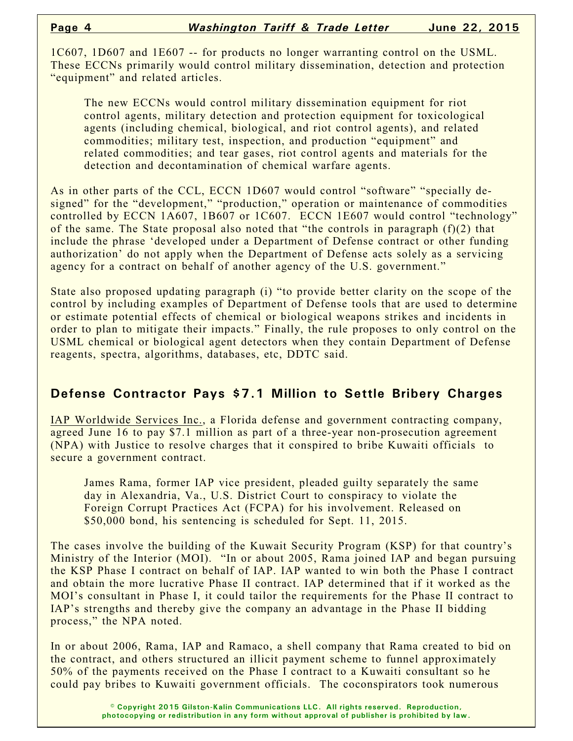1C607, 1D607 and 1E607 -- for products no longer warranting control on the USML. These ECCNs primarily would control military dissemination, detection and protection "equipment" and related articles.

> The new ECCNs would control military dissemination equipment for riot control agents, military detection and protection equipment for toxicological agents (including chemical, biological, and riot control agents), and related commodities; military test, inspection, and production "equipment" and related commodities; and tear gases, riot control agents and materials for the detection and decontamination of chemical warfare agents.

As in other parts of the CCL, ECCN 1D607 would control "software" "specially designed" for the "development," "production," operation or maintenance of commodities controlled by ECCN 1A607, 1B607 or 1C607. ECCN 1E607 would control "technology" of the same. The State proposal also noted that "the controls in paragraph (f)(2) that include the phrase 'developed under a Department of Defense contract or other funding authorization' do not apply when the Department of Defense acts solely as a servicing agency for a contract on behalf of another agency of the U.S. government."

State also proposed updating paragraph (i) "to provide better clarity on the scope of the control by including examples of Department of Defense tools that are used to determine or estimate potential effects of chemical or biological weapons strikes and incidents in order to plan to mitigate their impacts." Finally, the rule proposes to only control on the USML chemical or biological agent detectors when they contain Department of Defense reagents, spectra, algorithms, databases, etc, DDTC said.

## Defense Contractor Pays $7.1 Million to Settle Bribery Charges

IAP Worldwide Services Inc., a Florida defense and government contracting company, agreed June 16 to pay $7.1 million as part of a three-year non-prosecution agreement (NPA) with Justice to resolve charges that it conspired to bribe Kuwaiti officials to secure a government contract.

> James Rama, former IAP vice president, pleaded guilty separately the same day in Alexandria, Va., U.S. District Court to conspiracy to violate the Foreign Corrupt Practices Act (FCPA) for his involvement. Released on $50,000 bond, his sentencing is scheduled for Sept. 11, 2015.

The cases involve the building of the Kuwait Security Program (KSP) for that country's Ministry of the Interior (MOI). "In or about 2005, Rama joined IAP and began pursuing the KSP Phase I contract on behalf of IAP. IAP wanted to win both the Phase I contract and obtain the more lucrative Phase II contract. IAP determined that if it worked as the MOI's consultant in Phase I, it could tailor the requirements for the Phase II contract to IAP's strengths and thereby give the company an advantage in the Phase II bidding process," the NPA noted.

In or about 2006, Rama, IAP and Ramaco, a shell company that Rama created to bid on the contract, and others structured an illicit payment scheme to funnel approximately 50% of the payments received on the Phase I contract to a Kuwaiti consultant so he could pay bribes to Kuwaiti government officials. The coconspirators took numerous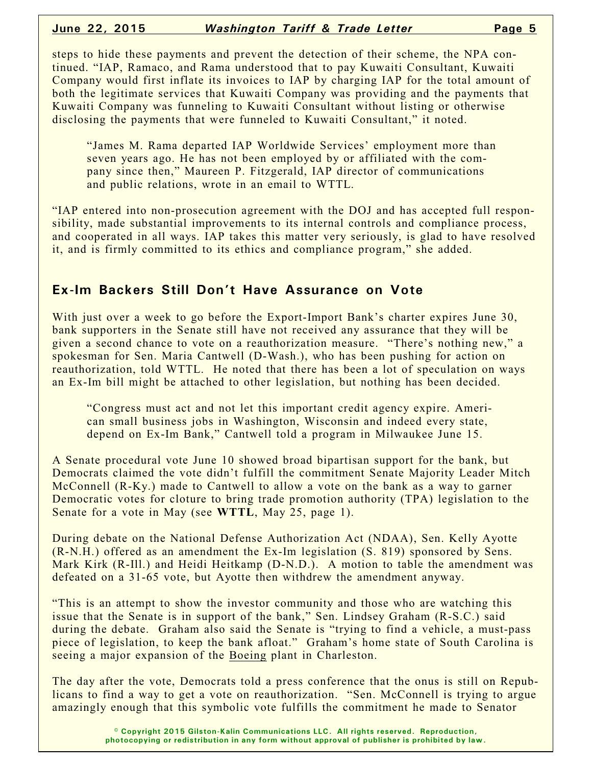steps to hide these payments and prevent the detection of their scheme, the NPA continued. "IAP, Ramaco, and Rama understood that to pay Kuwaiti Consultant, Kuwaiti Company would first inflate its invoices to IAP by charging IAP for the total amount of both the legitimate services that Kuwaiti Company was providing and the payments that Kuwaiti Company was funneling to Kuwaiti Consultant without listing or otherwise disclosing the payments that were funneled to Kuwaiti Consultant," it noted.

> "James M. Rama departed IAP Worldwide Services' employment more than seven years ago. He has not been employed by or affiliated with the company since then," Maureen P. Fitzgerald, IAP director of communications and public relations, wrote in an email to WTTL.

"IAP entered into non-prosecution agreement with the DOJ and has accepted full responsibility, made substantial improvements to its internal controls and compliance process, and cooperated in all ways. IAP takes this matter very seriously, is glad to have resolved it, and is firmly committed to its ethics and compliance program," she added.

## Ex-Im Backers Still Don't Have Assurance on Vote

With just over a week to go before the Export-Import Bank's charter expires June 30, bank supporters in the Senate still have not received any assurance that they will be given a second chance to vote on a reauthorization measure. "There's nothing new," a spokesman for Sen. Maria Cantwell (D-Wash.), who has been pushing for action on reauthorization, told WTTL. He noted that there has been a lot of speculation on ways an Ex-Im bill might be attached to other legislation, but nothing has been decided.

> "Congress must act and not let this important credit agency expire. American small business jobs in Washington, Wisconsin and indeed every state, depend on Ex-Im Bank," Cantwell told a program in Milwaukee June 15.

A Senate procedural vote June 10 showed broad bipartisan support for the bank, but Democrats claimed the vote didn't fulfill the commitment Senate Majority Leader Mitch McConnell (R-Ky.) made to Cantwell to allow a vote on the bank as a way to garner Democratic votes for cloture to bring trade promotion authority (TPA) legislation to the Senate for a vote in May (see **WTTL**, May 25, page 1).

During debate on the National Defense Authorization Act (NDAA), Sen. Kelly Ayotte (R-N.H.) offered as an amendment the Ex-Im legislation (S. 819) sponsored by Sens. Mark Kirk (R-Ill.) and Heidi Heitkamp (D-N.D.). A motion to table the amendment was defeated on a 31-65 vote, but Ayotte then withdrew the amendment anyway.

"This is an attempt to show the investor community and those who are watching this issue that the Senate is in support of the bank," Sen. Lindsey Graham (R-S.C.) said during the debate. Graham also said the Senate is "trying to find a vehicle, a must-pass piece of legislation, to keep the bank afloat." Graham's home state of South Carolina is seeing a major expansion of the Boeing plant in Charleston.

The day after the vote, Democrats told a press conference that the onus is still on Republicans to find a way to get a vote on reauthorization. "Sen. McConnell is trying to argue amazingly enough that this symbolic vote fulfills the commitment he made to Senator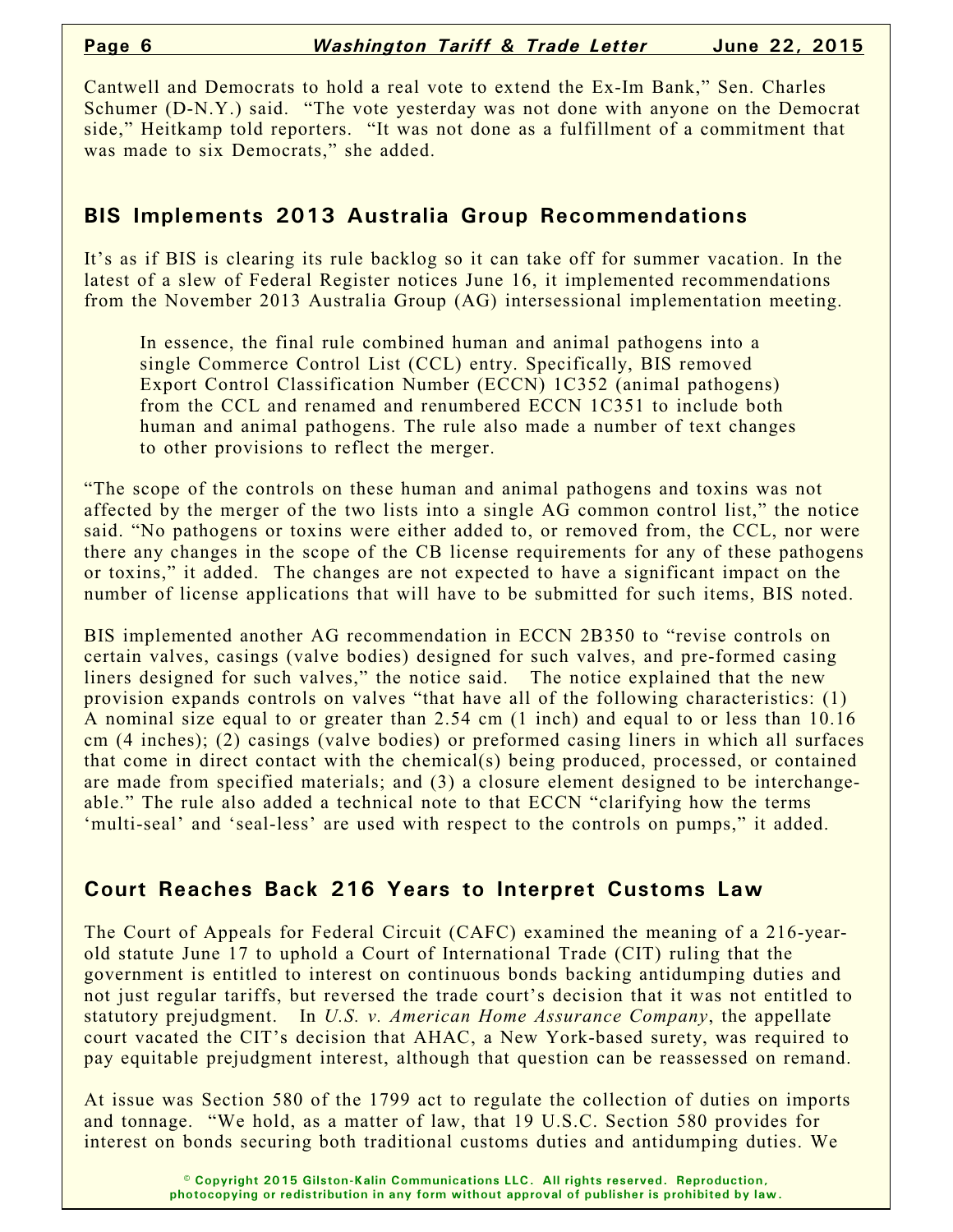Cantwell and Democrats to hold a real vote to extend the Ex-Im Bank," Sen. Charles Schumer (D-N.Y.) said. "The vote yesterday was not done with anyone on the Democrat side," Heitkamp told reporters. "It was not done as a fulfillment of a commitment that was made to six Democrats," she added.

## BIS Implements 2013 Australia Group Recommendations

It's as if BIS is clearing its rule backlog so it can take off for summer vacation. In the latest of a slew of Federal Register notices June 16, it implemented recommendations from the November 2013 Australia Group (AG) intersessional implementation meeting.

> In essence, the final rule combined human and animal pathogens into a single Commerce Control List (CCL) entry. Specifically, BIS removed Export Control Classification Number (ECCN) 1C352 (animal pathogens) from the CCL and renamed and renumbered ECCN 1C351 to include both human and animal pathogens. The rule also made a number of text changes to other provisions to reflect the merger.

"The scope of the controls on these human and animal pathogens and toxins was not affected by the merger of the two lists into a single AG common control list," the notice said. "No pathogens or toxins were either added to, or removed from, the CCL, nor were there any changes in the scope of the CB license requirements for any of these pathogens or toxins," it added. The changes are not expected to have a significant impact on the number of license applications that will have to be submitted for such items, BIS noted.

BIS implemented another AG recommendation in ECCN 2B350 to "revise controls on certain valves, casings (valve bodies) designed for such valves, and pre-formed casing liners designed for such valves," the notice said. The notice explained that the new provision expands controls on valves "that have all of the following characteristics: (1) A nominal size equal to or greater than 2.54 cm (1 inch) and equal to or less than 10.16 cm (4 inches); (2) casings (valve bodies) or preformed casing liners in which all surfaces that come in direct contact with the chemical(s) being produced, processed, or contained are made from specified materials; and (3) a closure element designed to be interchangeable." The rule also added a technical note to that ECCN "clarifying how the terms 'multi-seal' and 'seal-less' are used with respect to the controls on pumps," it added.

## Court Reaches Back 216 Years to Interpret Customs Law

The Court of Appeals for Federal Circuit (CAFC) examined the meaning of a 216-year-old statute June 17 to uphold a Court of International Trade (CIT) ruling that the government is entitled to interest on continuous bonds backing antidumping duties and not just regular tariffs, but reversed the trade court's decision that it was not entitled to statutory prejudgment. In *U.S. v. American Home Assurance Company*, the appellate court vacated the CIT's decision that AHAC, a New York-based surety, was required to pay equitable prejudgment interest, although that question can be reassessed on remand.

At issue was Section 580 of the 1799 act to regulate the collection of duties on imports and tonnage. "We hold, as a matter of law, that 19 U.S.C. Section 580 provides for interest on bonds securing both traditional customs duties and antidumping duties. We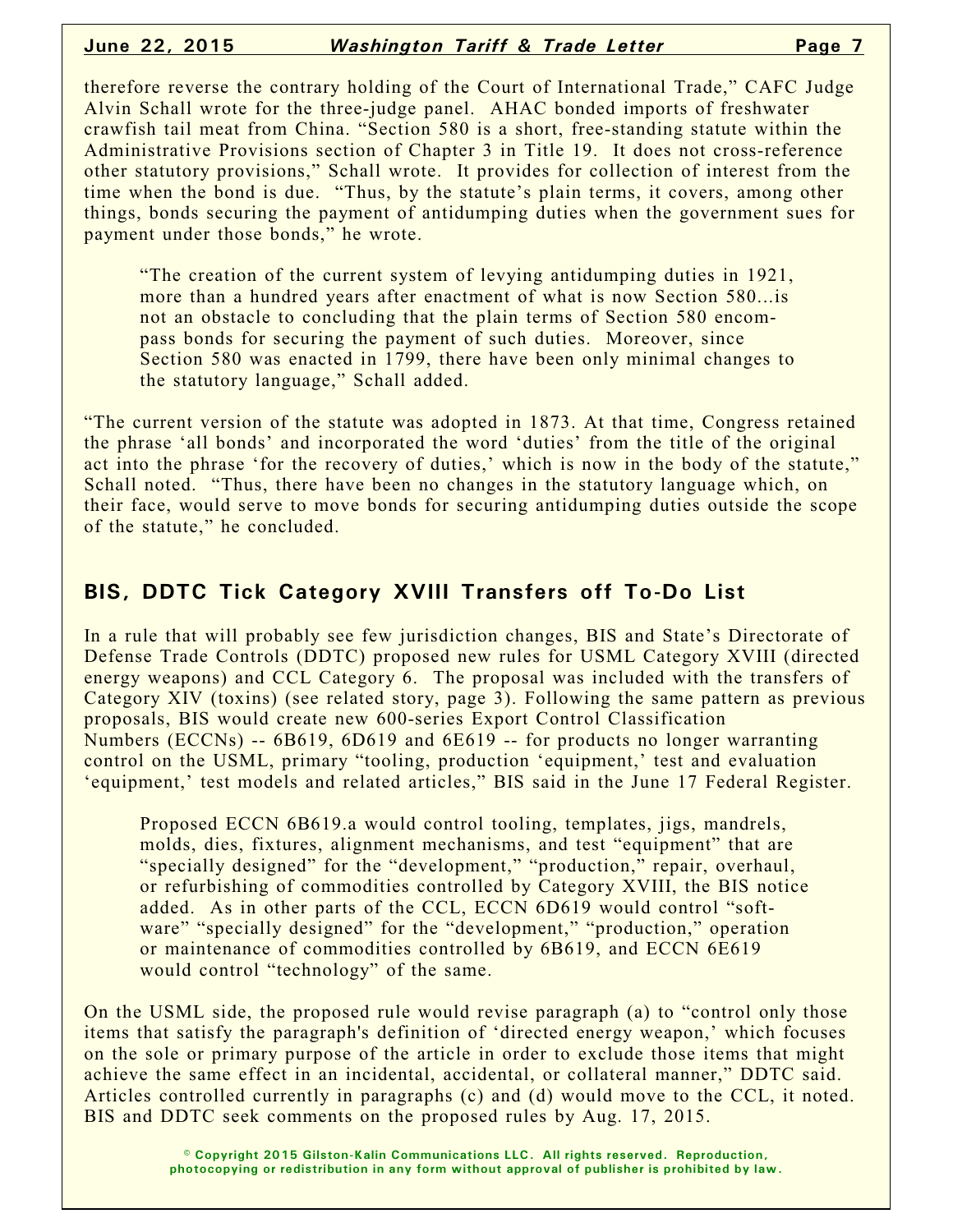therefore reverse the contrary holding of the Court of International Trade," CAFC Judge Alvin Schall wrote for the three-judge panel. AHAC bonded imports of freshwater crawfish tail meat from China. "Section 580 is a short, free-standing statute within the Administrative Provisions section of Chapter 3 in Title 19. It does not cross-reference other statutory provisions," Schall wrote. It provides for collection of interest from the time when the bond is due. "Thus, by the statute's plain terms, it covers, among other things, bonds securing the payment of antidumping duties when the government sues for payment under those bonds," he wrote.

> "The creation of the current system of levying antidumping duties in 1921, more than a hundred years after enactment of what is now Section 580...is not an obstacle to concluding that the plain terms of Section 580 encompass bonds for securing the payment of such duties. Moreover, since Section 580 was enacted in 1799, there have been only minimal changes to the statutory language," Schall added.

"The current version of the statute was adopted in 1873. At that time, Congress retained the phrase 'all bonds' and incorporated the word 'duties' from the title of the original act into the phrase 'for the recovery of duties,' which is now in the body of the statute," Schall noted. "Thus, there have been no changes in the statutory language which, on their face, would serve to move bonds for securing antidumping duties outside the scope of the statute," he concluded.

## BIS, DDTC Tick Category XVIII Transfers off To-Do List

In a rule that will probably see few jurisdiction changes, BIS and State's Directorate of Defense Trade Controls (DDTC) proposed new rules for USML Category XVIII (directed energy weapons) and CCL Category 6. The proposal was included with the transfers of Category XIV (toxins) (see related story, page 3). Following the same pattern as previous proposals, BIS would create new 600-series Export Control Classification Numbers (ECCNs) -- 6B619, 6D619 and 6E619 -- for products no longer warranting control on the USML, primary "tooling, production 'equipment,' test and evaluation 'equipment,' test models and related articles," BIS said in the June 17 Federal Register.

> Proposed ECCN 6B619.a would control tooling, templates, jigs, mandrels, molds, dies, fixtures, alignment mechanisms, and test "equipment" that are "specially designed" for the "development," "production," repair, overhaul, or refurbishing of commodities controlled by Category XVIII, the BIS notice added. As in other parts of the CCL, ECCN 6D619 would control "software" "specially designed" for the "development," "production," operation or maintenance of commodities controlled by 6B619, and ECCN 6E619 would control "technology" of the same.

On the USML side, the proposed rule would revise paragraph (a) to "control only those items that satisfy the paragraph's definition of 'directed energy weapon,' which focuses on the sole or primary purpose of the article in order to exclude those items that might achieve the same effect in an incidental, accidental, or collateral manner," DDTC said. Articles controlled currently in paragraphs (c) and (d) would move to the CCL, it noted. BIS and DDTC seek comments on the proposed rules by Aug. 17, 2015.

© Copyright 2015 Gilston-Kalin Communications LLC. All rights reserved. Reproduction, photocopying or redistribution in any form without approval of publisher is prohibited by law.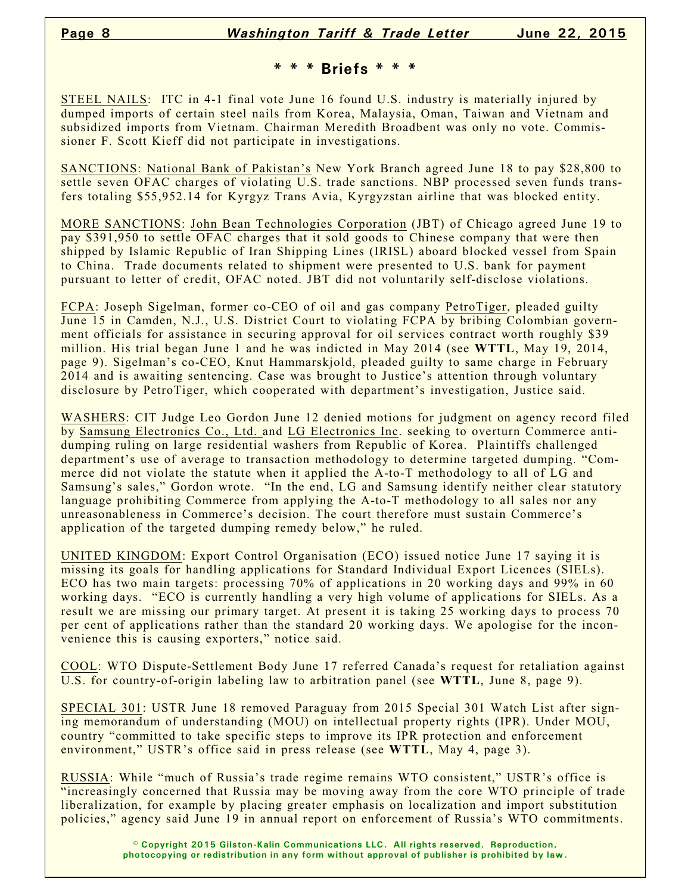## * * * Briefs * * *

STEEL NAILS: ITC in 4-1 final vote June 16 found U.S. industry is materially injured by dumped imports of certain steel nails from Korea, Malaysia, Oman, Taiwan and Vietnam and subsidized imports from Vietnam. Chairman Meredith Broadbent was only no vote. Commissioner F. Scott Kieff did not participate in investigations.

SANCTIONS: National Bank of Pakistan's New York Branch agreed June 18 to pay $28,800 to settle seven OFAC charges of violating U.S. trade sanctions. NBP processed seven funds transfers totaling $55,952.14 for Kyrgyz Trans Avia, Kyrgyzstan airline that was blocked entity.

MORE SANCTIONS: John Bean Technologies Corporation (JBT) of Chicago agreed June 19 to pay $391,950 to settle OFAC charges that it sold goods to Chinese company that were then shipped by Islamic Republic of Iran Shipping Lines (IRISL) aboard blocked vessel from Spain to China. Trade documents related to shipment were presented to U.S. bank for payment pursuant to letter of credit, OFAC noted. JBT did not voluntarily self-disclose violations.

FCPA: Joseph Sigelman, former co-CEO of oil and gas company PetroTiger, pleaded guilty June 15 in Camden, N.J., U.S. District Court to violating FCPA by bribing Colombian government officials for assistance in securing approval for oil services contract worth roughly $39 million. His trial began June 1 and he was indicted in May 2014 (see **WTTL**, May 19, 2014, page 9). Sigelman's co-CEO, Knut Hammarskjold, pleaded guilty to same charge in February 2014 and is awaiting sentencing. Case was brought to Justice's attention through voluntary disclosure by PetroTiger, which cooperated with department's investigation, Justice said.

WASHERS: CIT Judge Leo Gordon June 12 denied motions for judgment on agency record filed by Samsung Electronics Co., Ltd. and LG Electronics Inc. seeking to overturn Commerce antidumping ruling on large residential washers from Republic of Korea. Plaintiffs challenged department's use of average to transaction methodology to determine targeted dumping. "Commerce did not violate the statute when it applied the A-to-T methodology to all of LG and Samsung's sales," Gordon wrote. "In the end, LG and Samsung identify neither clear statutory language prohibiting Commerce from applying the A-to-T methodology to all sales nor any unreasonableness in Commerce's decision. The court therefore must sustain Commerce's application of the targeted dumping remedy below," he ruled.

UNITED KINGDOM: Export Control Organisation (ECO) issued notice June 17 saying it is missing its goals for handling applications for Standard Individual Export Licences (SIELs). ECO has two main targets: processing 70% of applications in 20 working days and 99% in 60 working days. "ECO is currently handling a very high volume of applications for SIELs. As a result we are missing our primary target. At present it is taking 25 working days to process 70 per cent of applications rather than the standard 20 working days. We apologise for the inconvenience this is causing exporters," notice said.

COOL: WTO Dispute-Settlement Body June 17 referred Canada's request for retaliation against U.S. for country-of-origin labeling law to arbitration panel (see **WTTL**, June 8, page 9).

SPECIAL 301: USTR June 18 removed Paraguay from 2015 Special 301 Watch List after signing memorandum of understanding (MOU) on intellectual property rights (IPR). Under MOU, country "committed to take specific steps to improve its IPR protection and enforcement environment," USTR's office said in press release (see **WTTL**, May 4, page 3).

RUSSIA: While "much of Russia's trade regime remains WTO consistent," USTR's office is "increasingly concerned that Russia may be moving away from the core WTO principle of trade liberalization, for example by placing greater emphasis on localization and import substitution policies," agency said June 19 in annual report on enforcement of Russia's WTO commitments.

© Copyright 2015 Gilston-Kalin Communications LLC. All rights reserved. Reproduction, photocopying or redistribution in any form without approval of publisher is prohibited by law.